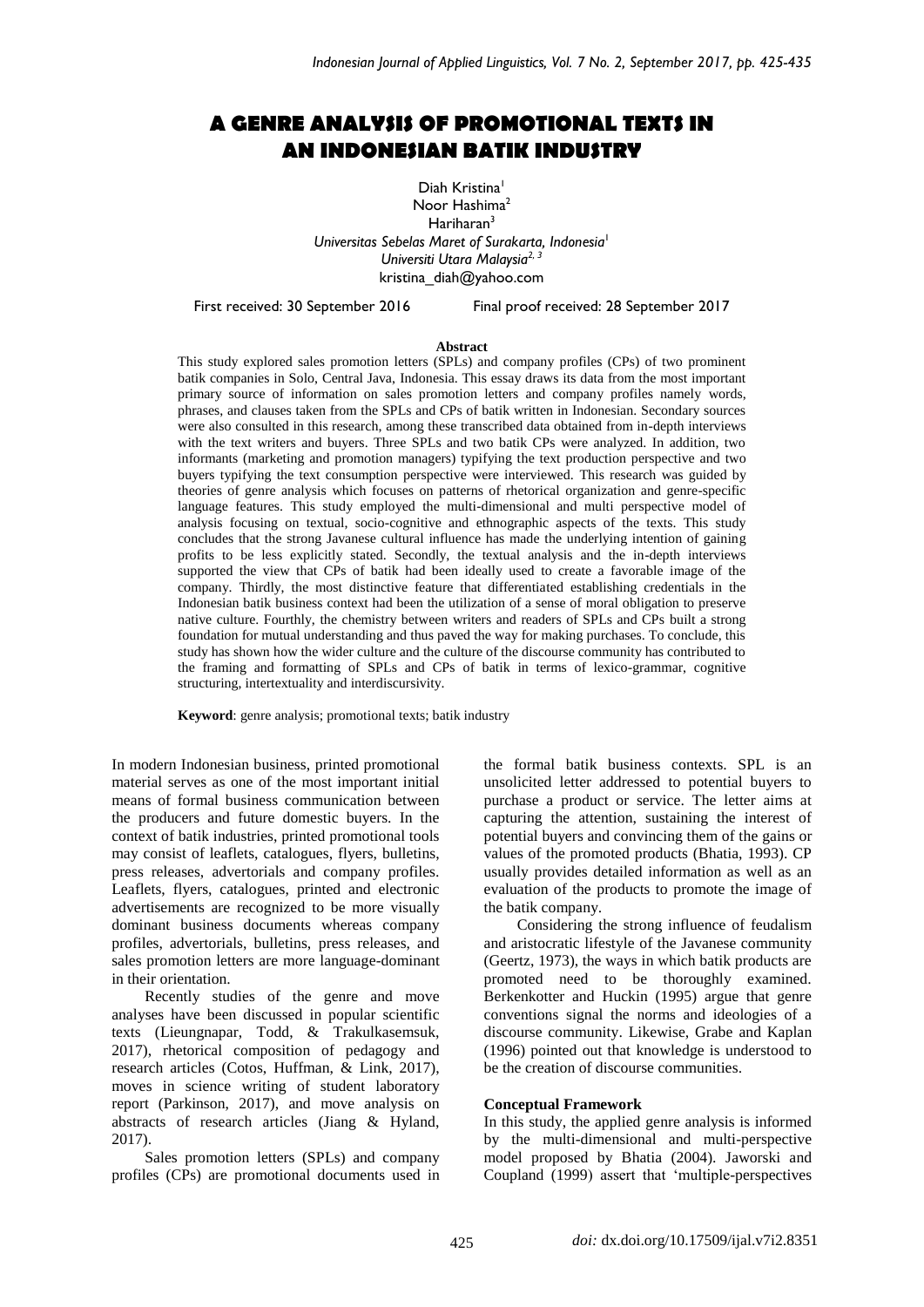# A GENRE ANALYSIS OF PROMOTIONAL TEXTS IN AN INDONESIAN BATIK INDUSTRY

Diah Kristina[1]
Noor Hashima[2]
Hariharan[3]
*Universitas Sebelas Maret of Surakarta, Indonesia*[1]
*Universiti Utara Malaysia*[2, 3]
kristina_diah@yahoo.com

First received: 30 September 2016 Final proof received: 28 September 2017

**Abstract**

This study explored sales promotion letters (SPLs) and company profiles (CPs) of two prominent batik companies in Solo, Central Java, Indonesia. This essay draws its data from the most important primary source of information on sales promotion letters and company profiles namely words, phrases, and clauses taken from the SPLs and CPs of batik written in Indonesian. Secondary sources were also consulted in this research, among these transcribed data obtained from in-depth interviews with the text writers and buyers. Three SPLs and two batik CPs were analyzed. In addition, two informants (marketing and promotion managers) typifying the text production perspective and two buyers typifying the text consumption perspective were interviewed. This research was guided by theories of genre analysis which focuses on patterns of rhetorical organization and genre-specific language features. This study employed the multi-dimensional and multi perspective model of analysis focusing on textual, socio-cognitive and ethnographic aspects of the texts. This study concludes that the strong Javanese cultural influence has made the underlying intention of gaining profits to be less explicitly stated. Secondly, the textual analysis and the in-depth interviews supported the view that CPs of batik had been ideally used to create a favorable image of the company. Thirdly, the most distinctive feature that differentiated establishing credentials in the Indonesian batik business context had been the utilization of a sense of moral obligation to preserve native culture. Fourthly, the chemistry between writers and readers of SPLs and CPs built a strong foundation for mutual understanding and thus paved the way for making purchases. To conclude, this study has shown how the wider culture and the culture of the discourse community has contributed to the framing and formatting of SPLs and CPs of batik in terms of lexico-grammar, cognitive structuring, intertextuality and interdiscursivity.

**Keyword**: genre analysis; promotional texts; batik industry

In modern Indonesian business, printed promotional material serves as one of the most important initial means of formal business communication between the producers and future domestic buyers. In the context of batik industries, printed promotional tools may consist of leaflets, catalogues, flyers, bulletins, press releases, advertorials and company profiles. Leaflets, flyers, catalogues, printed and electronic advertisements are recognized to be more visually dominant business documents whereas company profiles, advertorials, bulletins, press releases, and sales promotion letters are more language-dominant in their orientation.

Recently studies of the genre and move analyses have been discussed in popular scientific texts (Lieungnapar, Todd, & Trakulkasemsuk, 2017), rhetorical composition of pedagogy and research articles (Cotos, Huffman, & Link, 2017), moves in science writing of student laboratory report (Parkinson, 2017), and move analysis on abstracts of research articles (Jiang & Hyland, 2017).

Sales promotion letters (SPLs) and company profiles (CPs) are promotional documents used in the formal batik business contexts. SPL is an unsolicited letter addressed to potential buyers to purchase a product or service. The letter aims at capturing the attention, sustaining the interest of potential buyers and convincing them of the gains or values of the promoted products (Bhatia, 1993). CP usually provides detailed information as well as an evaluation of the products to promote the image of the batik company.

Considering the strong influence of feudalism and aristocratic lifestyle of the Javanese community (Geertz, 1973), the ways in which batik products are promoted need to be thoroughly examined. Berkenkotter and Huckin (1995) argue that genre conventions signal the norms and ideologies of a discourse community. Likewise, Grabe and Kaplan (1996) pointed out that knowledge is understood to be the creation of discourse communities.

### Conceptual Framework

In this study, the applied genre analysis is informed by the multi-dimensional and multi-perspective model proposed by Bhatia (2004). Jaworski and Coupland (1999) assert that 'multiple-perspectives

*doi:* dx.doi.org/10.17509/ijal.v7i2.8351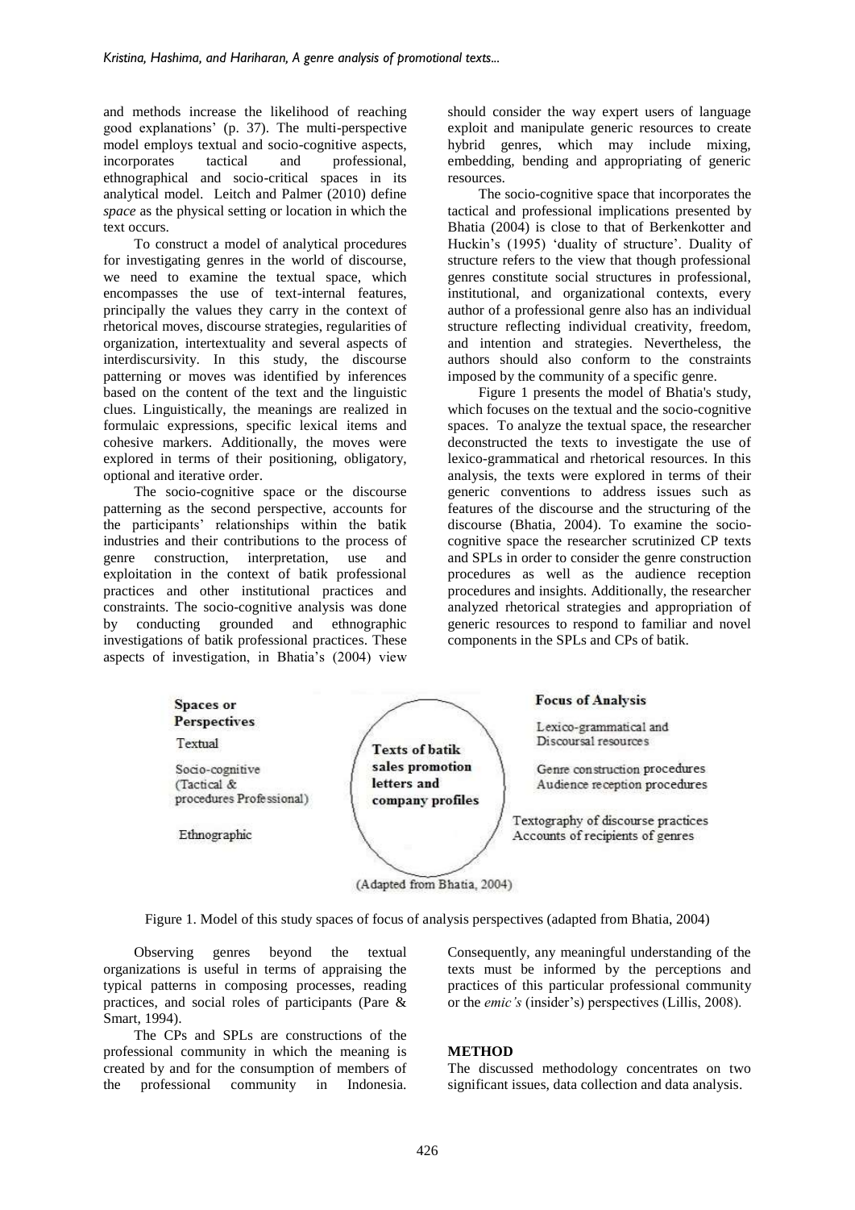and methods increase the likelihood of reaching good explanations' (p. 37). The multi-perspective model employs textual and socio-cognitive aspects, incorporates tactical and professional, ethnographical and socio-critical spaces in its analytical model. Leitch and Palmer (2010) define *space* as the physical setting or location in which the text occurs.

To construct a model of analytical procedures for investigating genres in the world of discourse, we need to examine the textual space, which encompasses the use of text-internal features, principally the values they carry in the context of rhetorical moves, discourse strategies, regularities of organization, intertextuality and several aspects of interdiscursivity. In this study, the discourse patterning or moves was identified by inferences based on the content of the text and the linguistic clues. Linguistically, the meanings are realized in formulaic expressions, specific lexical items and cohesive markers. Additionally, the moves were explored in terms of their positioning, obligatory, optional and iterative order.

The socio-cognitive space or the discourse patterning as the second perspective, accounts for the participants' relationships within the batik industries and their contributions to the process of genre construction, interpretation, use and exploitation in the context of batik professional practices and other institutional practices and constraints. The socio-cognitive analysis was done by conducting grounded and ethnographic investigations of batik professional practices. These aspects of investigation, in Bhatia's (2004) view should consider the way expert users of language exploit and manipulate generic resources to create hybrid genres, which may include mixing, embedding, bending and appropriating of generic resources.

The socio-cognitive space that incorporates the tactical and professional implications presented by Bhatia (2004) is close to that of Berkenkotter and Huckin's (1995) 'duality of structure'. Duality of structure refers to the view that though professional genres constitute social structures in professional, institutional, and organizational contexts, every author of a professional genre also has an individual structure reflecting individual creativity, freedom, and intention and strategies. Nevertheless, the authors should also conform to the constraints imposed by the community of a specific genre.

Figure 1 presents the model of Bhatia's study, which focuses on the textual and the socio-cognitive spaces. To analyze the textual space, the researcher deconstructed the texts to investigate the use of lexico-grammatical and rhetorical resources. In this analysis, the texts were explored in terms of their generic conventions to address issues such as features of the discourse and the structuring of the discourse (Bhatia, 2004). To examine the socio-cognitive space the researcher scrutinized CP texts and SPLs in order to consider the genre construction procedures as well as the audience reception procedures and insights. Additionally, the researcher analyzed rhetorical strategies and appropriation of generic resources to respond to familiar and novel components in the SPLs and CPs of batik.

| Spaces or Perspectives | | Focus of Analysis |
|---|---|---|
| Textual | Texts of batik sales promotion letters and company profiles | Lexico-grammatical and Discoursal resources |
| Socio-cognitive (Tactical & procedures Professional) | | Genre construction procedures<br>Audience reception procedures |
| Ethnographic | | Textography of discourse practices<br>Accounts of recipients of genres |

(Adapted from Bhatia, 2004)

Figure 1. Model of this study spaces of focus of analysis perspectives (adapted from Bhatia, 2004)

Observing genres beyond the textual organizations is useful in terms of appraising the typical patterns in composing processes, reading practices, and social roles of participants (Pare & Smart, 1994).

The CPs and SPLs are constructions of the professional community in which the meaning is created by and for the consumption of members of the professional community in Indonesia. Consequently, any meaningful understanding of the texts must be informed by the perceptions and practices of this particular professional community or the *emic's* (insider's) perspectives (Lillis, 2008).

## METHOD

The discussed methodology concentrates on two significant issues, data collection and data analysis.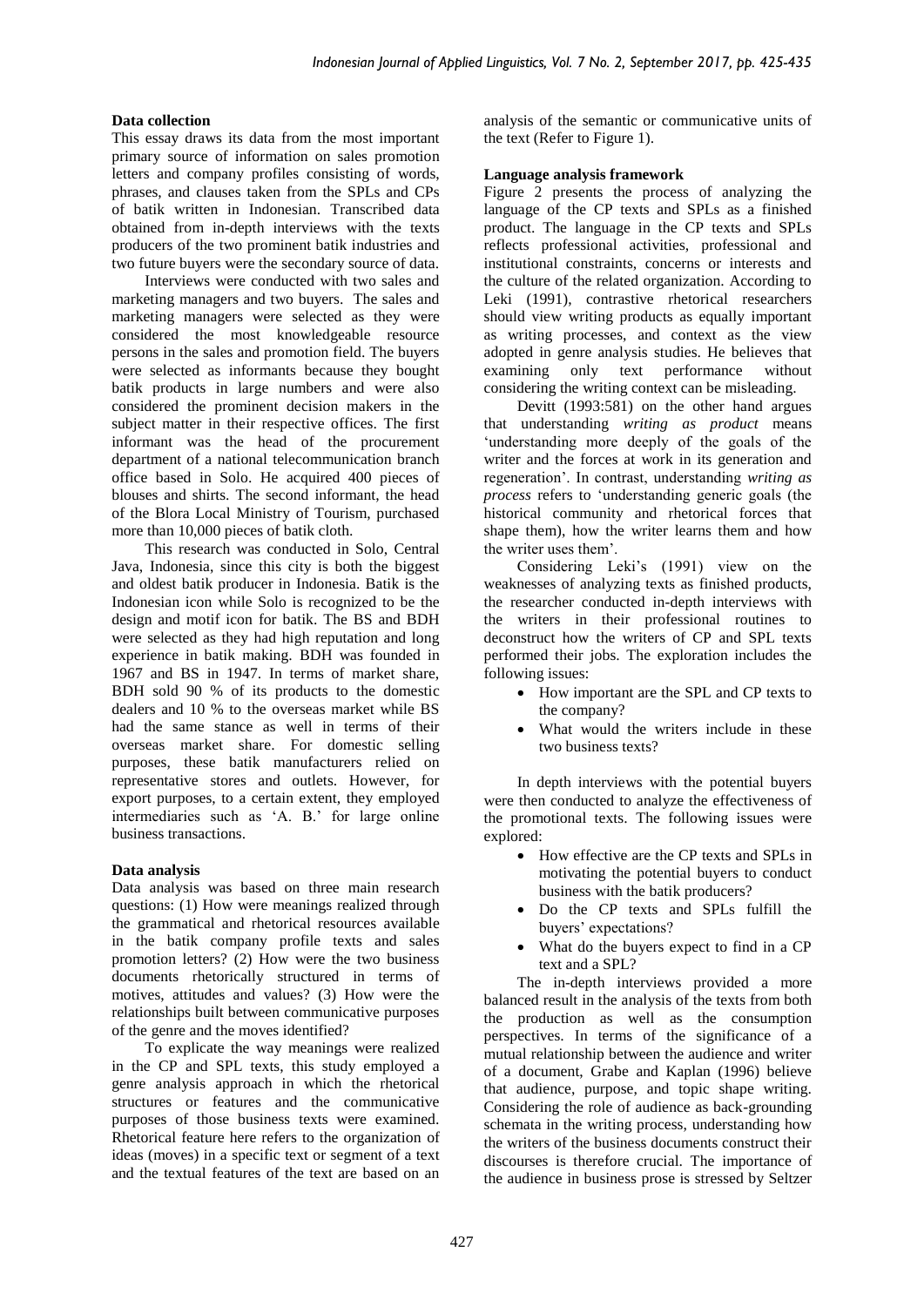### Data collection

This essay draws its data from the most important primary source of information on sales promotion letters and company profiles consisting of words, phrases, and clauses taken from the SPLs and CPs of batik written in Indonesian. Transcribed data obtained from in-depth interviews with the texts producers of the two prominent batik industries and two future buyers were the secondary source of data.

Interviews were conducted with two sales and marketing managers and two buyers. The sales and marketing managers were selected as they were considered the most knowledgeable resource persons in the sales and promotion field. The buyers were selected as informants because they bought batik products in large numbers and were also considered the prominent decision makers in the subject matter in their respective offices. The first informant was the head of the procurement department of a national telecommunication branch office based in Solo. He acquired 400 pieces of blouses and shirts. The second informant, the head of the Blora Local Ministry of Tourism, purchased more than 10,000 pieces of batik cloth.

This research was conducted in Solo, Central Java, Indonesia, since this city is both the biggest and oldest batik producer in Indonesia. Batik is the Indonesian icon while Solo is recognized to be the design and motif icon for batik. The BS and BDH were selected as they had high reputation and long experience in batik making. BDH was founded in 1967 and BS in 1947. In terms of market share, BDH sold 90 % of its products to the domestic dealers and 10 % to the overseas market while BS had the same stance as well in terms of their overseas market share. For domestic selling purposes, these batik manufacturers relied on representative stores and outlets. However, for export purposes, to a certain extent, they employed intermediaries such as 'A. B.' for large online business transactions.

### Data analysis

Data analysis was based on three main research questions: (1) How were meanings realized through the grammatical and rhetorical resources available in the batik company profile texts and sales promotion letters? (2) How were the two business documents rhetorically structured in terms of motives, attitudes and values? (3) How were the relationships built between communicative purposes of the genre and the moves identified?

To explicate the way meanings were realized in the CP and SPL texts, this study employed a genre analysis approach in which the rhetorical structures or features and the communicative purposes of those business texts were examined. Rhetorical feature here refers to the organization of ideas (moves) in a specific text or segment of a text and the textual features of the text are based on an analysis of the semantic or communicative units of the text (Refer to Figure 1).

### Language analysis framework

Figure 2 presents the process of analyzing the language of the CP texts and SPLs as a finished product. The language in the CP texts and SPLs reflects professional activities, professional and institutional constraints, concerns or interests and the culture of the related organization. According to Leki (1991), contrastive rhetorical researchers should view writing products as equally important as writing processes, and context as the view adopted in genre analysis studies. He believes that examining only text performance without considering the writing context can be misleading.

Devitt (1993:581) on the other hand argues that understanding *writing as product* means 'understanding more deeply of the goals of the writer and the forces at work in its generation and regeneration'. In contrast, understanding *writing as process* refers to 'understanding generic goals (the historical community and rhetorical forces that shape them), how the writer learns them and how the writer uses them'.

Considering Leki's (1991) view on the weaknesses of analyzing texts as finished products, the researcher conducted in-depth interviews with the writers in their professional routines to deconstruct how the writers of CP and SPL texts performed their jobs. The exploration includes the following issues:

- How important are the SPL and CP texts to the company?
- What would the writers include in these two business texts?

In depth interviews with the potential buyers were then conducted to analyze the effectiveness of the promotional texts. The following issues were explored:

- How effective are the CP texts and SPLs in motivating the potential buyers to conduct business with the batik producers?
- Do the CP texts and SPLs fulfill the buyers' expectations?
- What do the buyers expect to find in a CP text and a SPL?

The in-depth interviews provided a more balanced result in the analysis of the texts from both the production as well as the consumption perspectives. In terms of the significance of a mutual relationship between the audience and writer of a document, Grabe and Kaplan (1996) believe that audience, purpose, and topic shape writing. Considering the role of audience as back-grounding schemata in the writing process, understanding how the writers of the business documents construct their discourses is therefore crucial. The importance of the audience in business prose is stressed by Seltzer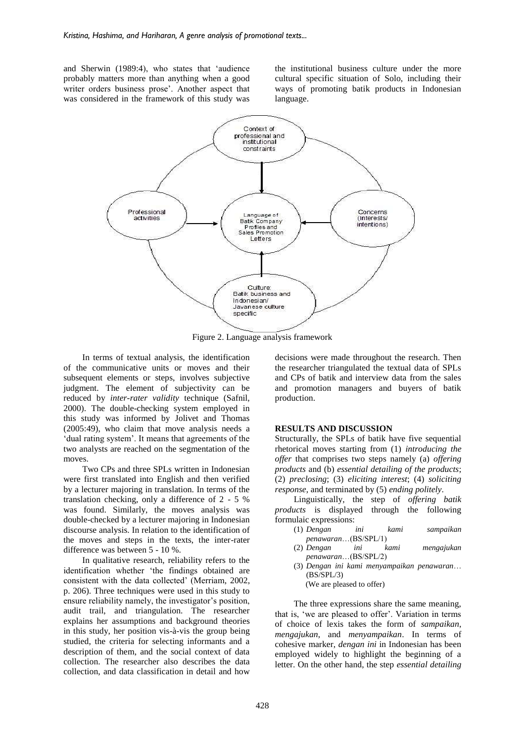and Sherwin (1989:4), who states that 'audience probably matters more than anything when a good writer orders business prose'. Another aspect that was considered in the framework of this study was the institutional business culture under the more cultural specific situation of Solo, including their ways of promoting batik products in Indonesian language.

Figure 2. Language analysis framework

In terms of textual analysis, the identification of the communicative units or moves and their subsequent elements or steps, involves subjective judgment. The element of subjectivity can be reduced by *inter-rater validity* technique (Safnil, 2000). The double-checking system employed in this study was informed by Jolivet and Thomas (2005:49), who claim that move analysis needs a 'dual rating system'. It means that agreements of the two analysts are reached on the segmentation of the moves.

Two CPs and three SPLs written in Indonesian were first translated into English and then verified by a lecturer majoring in translation. In terms of the translation checking, only a difference of 2 - 5 % was found. Similarly, the moves analysis was double-checked by a lecturer majoring in Indonesian discourse analysis. In relation to the identification of the moves and steps in the texts, the inter-rater difference was between 5 - 10 %.

In qualitative research, reliability refers to the identification whether 'the findings obtained are consistent with the data collected' (Merriam, 2002, p. 206). Three techniques were used in this study to ensure reliability namely, the investigator's position, audit trail, and triangulation. The researcher explains her assumptions and background theories in this study, her position vis-à-vis the group being studied, the criteria for selecting informants and a description of them, and the social context of data collection. The researcher also describes the data collection, and data classification in detail and how decisions were made throughout the research. Then the researcher triangulated the textual data of SPLs and CPs of batik and interview data from the sales and promotion managers and buyers of batik production.

## RESULTS AND DISCUSSION

Structurally, the SPLs of batik have five sequential rhetorical moves starting from (1) *introducing the offer* that comprises two steps namely (a) *offering products* and (b) *essential detailing of the products*; (2) *preclosing*; (3) *eliciting interest*; (4) *soliciting response*, and terminated by (5) *ending politely*.

Linguistically, the step of *offering batik products* is displayed through the following formulaic expressions:

(1) *Dengan ini kami sampaikan penawaran*…(BS/SPL/1)
(2) *Dengan ini kami mengajukan penawaran*…(BS/SPL/2)
(3) *Dengan ini kami menyampaikan penawaran*…(BS/SPL/3)
(We are pleased to offer)

The three expressions share the same meaning, that is, 'we are pleased to offer'. Variation in terms of choice of lexis takes the form of *sampaikan*, *mengajukan*, and *menyampaikan*. In terms of cohesive marker, *dengan ini* in Indonesian has been employed widely to highlight the beginning of a letter. On the other hand, the step *essential detailing*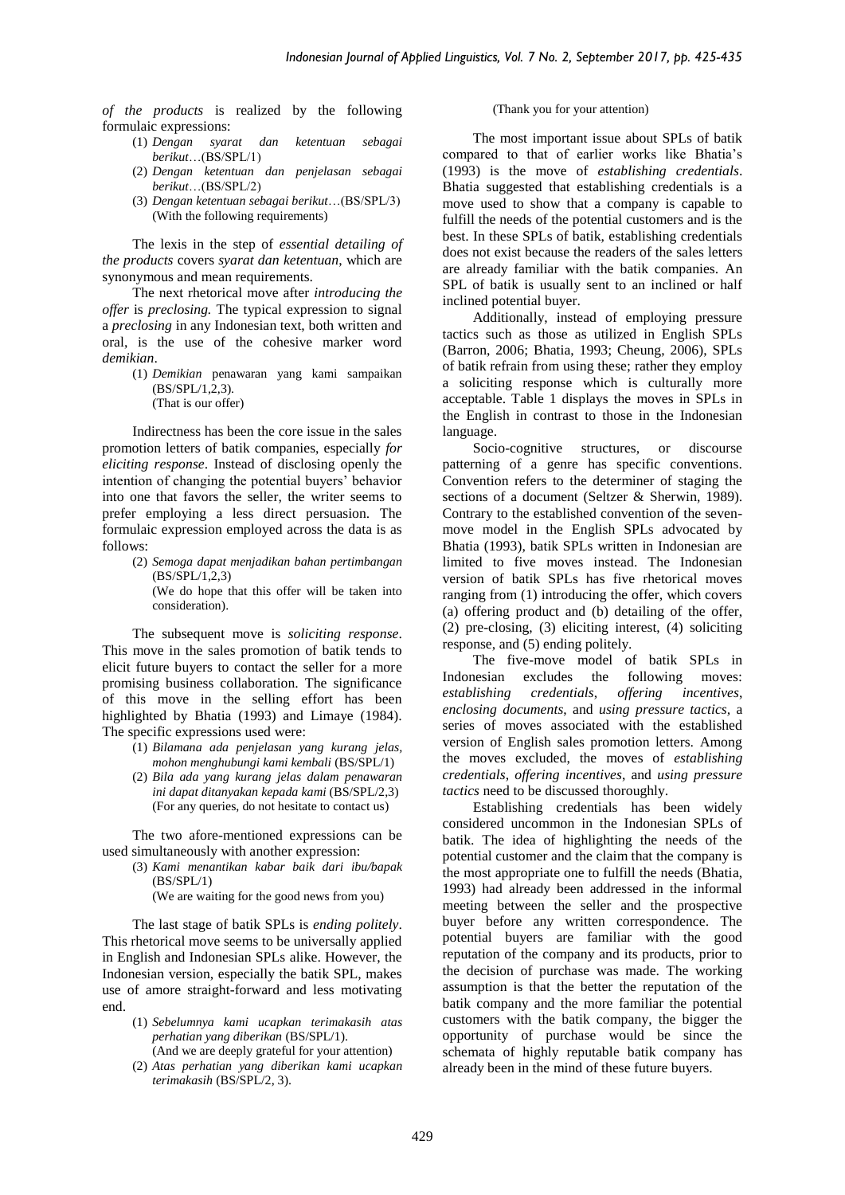*of the products* is realized by the following formulaic expressions:

(1) *Dengan syarat dan ketentuan sebagai berikut*…(BS/SPL/1)
(2) *Dengan ketentuan dan penjelasan sebagai berikut*…(BS/SPL/2)
(3) *Dengan ketentuan sebagai berikut*…(BS/SPL/3)
(With the following requirements)

The lexis in the step of *essential detailing of the products* covers *syarat dan ketentuan*, which are synonymous and mean requirements.

The next rhetorical move after *introducing the offer* is *preclosing.* The typical expression to signal a *preclosing* in any Indonesian text, both written and oral, is the use of the cohesive marker word *demikian*.

(1) *Demikian* penawaran yang kami sampaikan (BS/SPL/1,2,3).
(That is our offer)

Indirectness has been the core issue in the sales promotion letters of batik companies, especially *for eliciting response*. Instead of disclosing openly the intention of changing the potential buyers' behavior into one that favors the seller, the writer seems to prefer employing a less direct persuasion. The formulaic expression employed across the data is as follows:

(2) *Semoga dapat menjadikan bahan pertimbangan* (BS/SPL/1,2,3)
(We do hope that this offer will be taken into consideration).

The subsequent move is *soliciting response*. This move in the sales promotion of batik tends to elicit future buyers to contact the seller for a more promising business collaboration. The significance of this move in the selling effort has been highlighted by Bhatia (1993) and Limaye (1984). The specific expressions used were:

(1) *Bilamana ada penjelasan yang kurang jelas, mohon menghubungi kami kembali* (BS/SPL/1)
(2) *Bila ada yang kurang jelas dalam penawaran ini dapat ditanyakan kepada kami* (BS/SPL/2,3)
(For any queries, do not hesitate to contact us)

The two afore-mentioned expressions can be used simultaneously with another expression:

(3) *Kami menantikan kabar baik dari ibu/bapak* (BS/SPL/1)
(We are waiting for the good news from you)

The last stage of batik SPLs is *ending politely*. This rhetorical move seems to be universally applied in English and Indonesian SPLs alike. However, the Indonesian version, especially the batik SPL, makes use of amore straight-forward and less motivating end.

(1) *Sebelumnya kami ucapkan terimakasih atas perhatian yang diberikan* (BS/SPL/1).
(And we are deeply grateful for your attention)
(2) *Atas perhatian yang diberikan kami ucapkan terimakasih* (BS/SPL/2, 3).
(Thank you for your attention)

The most important issue about SPLs of batik compared to that of earlier works like Bhatia's (1993) is the move of *establishing credentials*. Bhatia suggested that establishing credentials is a move used to show that a company is capable to fulfill the needs of the potential customers and is the best. In these SPLs of batik, establishing credentials does not exist because the readers of the sales letters are already familiar with the batik companies. An SPL of batik is usually sent to an inclined or half inclined potential buyer.

Additionally, instead of employing pressure tactics such as those as utilized in English SPLs (Barron, 2006; Bhatia, 1993; Cheung, 2006), SPLs of batik refrain from using these; rather they employ a soliciting response which is culturally more acceptable. Table 1 displays the moves in SPLs in the English in contrast to those in the Indonesian language.

Socio-cognitive structures, or discourse patterning of a genre has specific conventions. Convention refers to the determiner of staging the sections of a document (Seltzer & Sherwin, 1989). Contrary to the established convention of the seven-move model in the English SPLs advocated by Bhatia (1993), batik SPLs written in Indonesian are limited to five moves instead. The Indonesian version of batik SPLs has five rhetorical moves ranging from (1) introducing the offer, which covers (a) offering product and (b) detailing of the offer, (2) pre-closing, (3) eliciting interest, (4) soliciting response, and (5) ending politely.

The five-move model of batik SPLs in Indonesian excludes the following moves: *establishing credentials*, *offering incentives*, *enclosing documents*, and *using pressure tactics*, a series of moves associated with the established version of English sales promotion letters. Among the moves excluded, the moves of *establishing credentials*, *offering incentives*, and *using pressure tactics* need to be discussed thoroughly.

Establishing credentials has been widely considered uncommon in the Indonesian SPLs of batik. The idea of highlighting the needs of the potential customer and the claim that the company is the most appropriate one to fulfill the needs (Bhatia, 1993) had already been addressed in the informal meeting between the seller and the prospective buyer before any written correspondence. The potential buyers are familiar with the good reputation of the company and its products, prior to the decision of purchase was made. The working assumption is that the better the reputation of the batik company and the more familiar the potential customers with the batik company, the bigger the opportunity of purchase would be since the schemata of highly reputable batik company has already been in the mind of these future buyers.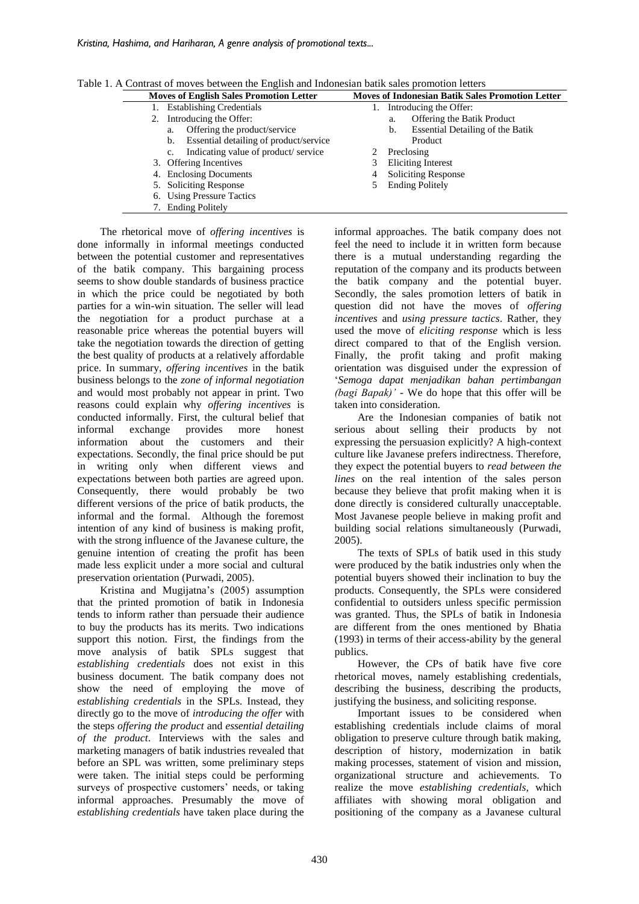Table 1. A Contrast of moves between the English and Indonesian batik sales promotion letters

| Moves of English Sales Promotion Letter | Moves of Indonesian Batik Sales Promotion Letter |
|---|---|
| 1. Establishing Credentials | 1. Introducing the Offer: |
| 2. Introducing the Offer: | a. Offering the Batik Product |
| a. Offering the product/service | b. Essential Detailing of the Batik Product |
| b. Essential detailing of product/service | 2 Preclosing |
| c. Indicating value of product/ service | 3 Eliciting Interest |
| 3. Offering Incentives | 4 Soliciting Response |
| 4. Enclosing Documents | 5 Ending Politely |
| 5. Soliciting Response | |
| 6. Using Pressure Tactics | |
| 7. Ending Politely | |

The rhetorical move of *offering incentives* is done informally in informal meetings conducted between the potential customer and representatives of the batik company. This bargaining process seems to show double standards of business practice in which the price could be negotiated by both parties for a win-win situation. The seller will lead the negotiation for a product purchase at a reasonable price whereas the potential buyers will take the negotiation towards the direction of getting the best quality of products at a relatively affordable price. In summary, *offering incentives* in the batik business belongs to the *zone of informal negotiation* and would most probably not appear in print. Two reasons could explain why *offering incentives* is conducted informally. First, the cultural belief that informal exchange provides more honest information about the customers and their expectations. Secondly, the final price should be put in writing only when different views and expectations between both parties are agreed upon. Consequently, there would probably be two different versions of the price of batik products, the informal and the formal. Although the foremost intention of any kind of business is making profit, with the strong influence of the Javanese culture, the genuine intention of creating the profit has been made less explicit under a more social and cultural preservation orientation (Purwadi, 2005).

Kristina and Mugijatna's (2005) assumption that the printed promotion of batik in Indonesia tends to inform rather than persuade their audience to buy the products has its merits. Two indications support this notion. First, the findings from the move analysis of batik SPLs suggest that *establishing credentials* does not exist in this business document. The batik company does not show the need of employing the move of *establishing credentials* in the SPLs. Instead, they directly go to the move of *introducing the offer* with the steps *offering the product* and *essential detailing of the product*. Interviews with the sales and marketing managers of batik industries revealed that before an SPL was written, some preliminary steps were taken. The initial steps could be performing surveys of prospective customers' needs, or taking informal approaches. Presumably the move of *establishing credentials* have taken place during the informal approaches. The batik company does not feel the need to include it in written form because there is a mutual understanding regarding the reputation of the company and its products between the batik company and the potential buyer. Secondly, the sales promotion letters of batik in question did not have the moves of *offering incentives* and *using pressure tactics*. Rather, they used the move of *eliciting response* which is less direct compared to that of the English version. Finally, the profit taking and profit making orientation was disguised under the expression of '*Semoga dapat menjadikan bahan pertimbangan (bagi Bapak)'* - We do hope that this offer will be taken into consideration.

Are the Indonesian companies of batik not serious about selling their products by not expressing the persuasion explicitly? A high-context culture like Javanese prefers indirectness. Therefore, they expect the potential buyers to *read between the lines* on the real intention of the sales person because they believe that profit making when it is done directly is considered culturally unacceptable. Most Javanese people believe in making profit and building social relations simultaneously (Purwadi, 2005).

The texts of SPLs of batik used in this study were produced by the batik industries only when the potential buyers showed their inclination to buy the products. Consequently, the SPLs were considered confidential to outsiders unless specific permission was granted. Thus, the SPLs of batik in Indonesia are different from the ones mentioned by Bhatia (1993) in terms of their access-ability by the general publics.

However, the CPs of batik have five core rhetorical moves, namely establishing credentials, describing the business, describing the products, justifying the business, and soliciting response.

Important issues to be considered when establishing credentials include claims of moral obligation to preserve culture through batik making, description of history, modernization in batik making processes, statement of vision and mission, organizational structure and achievements. To realize the move *establishing credentials*, which affiliates with showing moral obligation and positioning of the company as a Javanese cultural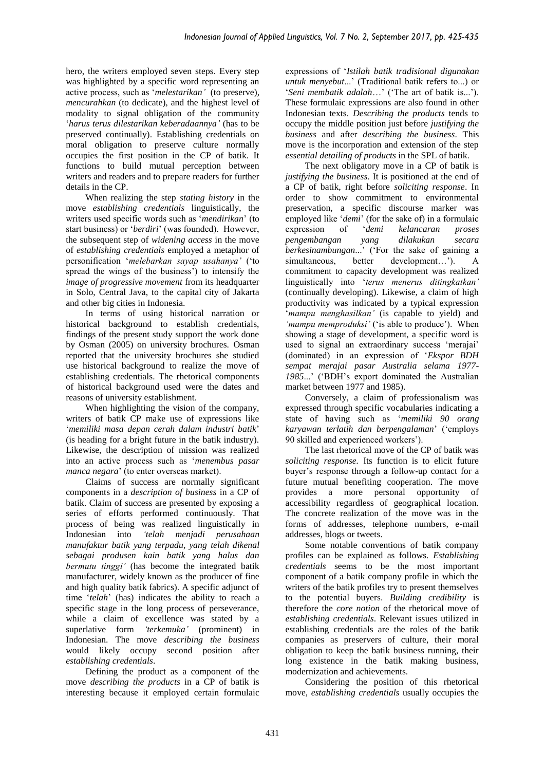hero, the writers employed seven steps. Every step was highlighted by a specific word representing an active process, such as '*melestarikan'* (to preserve), *mencurahkan* (to dedicate), and the highest level of modality to signal obligation of the community '*harus terus dilestarikan keberadaannya'* (has to be preserved continually). Establishing credentials on moral obligation to preserve culture normally occupies the first position in the CP of batik. It functions to build mutual perception between writers and readers and to prepare readers for further details in the CP.

When realizing the step *stating history* in the move *establishing credentials* linguistically, the writers used specific words such as '*mendirikan*' (to start business) or '*berdiri*' (was founded). However, the subsequent step of *widening access* in the move of *establishing credentials* employed a metaphor of personification '*melebarkan sayap usahanya'* ('to spread the wings of the business') to intensify the *image of progressive movement* from its headquarter in Solo, Central Java, to the capital city of Jakarta and other big cities in Indonesia.

In terms of using historical narration or historical background to establish credentials, findings of the present study support the work done by Osman (2005) on university brochures. Osman reported that the university brochures she studied use historical background to realize the move of establishing credentials. The rhetorical components of historical background used were the dates and reasons of university establishment.

When highlighting the vision of the company, writers of batik CP make use of expressions like '*memiliki masa depan cerah dalam industri batik*' (is heading for a bright future in the batik industry). Likewise, the description of mission was realized into an active process such as '*menembus pasar manca negara*' (to enter overseas market).

Claims of success are normally significant components in a *description of business* in a CP of batik. Claim of success are presented by exposing a series of efforts performed continuously. That process of being was realized linguistically in Indonesian into *'telah menjadi perusahaan manufaktur batik yang terpadu, yang telah dikenal sebagai produsen kain batik yang halus dan bermutu tinggi'* (has become the integrated batik manufacturer, widely known as the producer of fine and high quality batik fabrics). A specific adjunct of time '*telah*' (has) indicates the ability to reach a specific stage in the long process of perseverance, while a claim of excellence was stated by a superlative form *'terkemuka'* (prominent) in Indonesian. The move *describing the business* would likely occupy second position after *establishing credentials*.

Defining the product as a component of the move *describing the products* in a CP of batik is interesting because it employed certain formulaic expressions of '*Istilah batik tradisional digunakan untuk menyebut*...' (Traditional batik refers to...) or '*Seni membatik adalah*…' ('The art of batik is...'). These formulaic expressions are also found in other Indonesian texts. *Describing the products* tends to occupy the middle position just before *justifying the business* and after *describing the business*. This move is the incorporation and extension of the step *essential detailing of products* in the SPL of batik.

The next obligatory move in a CP of batik is *justifying the business*. It is positioned at the end of a CP of batik, right before *soliciting response*. In order to show commitment to environmental preservation, a specific discourse marker was employed like '*demi*' (for the sake of) in a formulaic expression of '*demi kelancaran proses pengembangan yang dilakukan secara berkesinambungan*...' ('For the sake of gaining a simultaneous, better development…'). A commitment to capacity development was realized linguistically into '*terus menerus ditingkatkan'* (continually developing). Likewise, a claim of high productivity was indicated by a typical expression '*mampu menghasilkan'* (is capable to yield) and *'mampu memproduksi'* ('is able to produce'). When showing a stage of development, a specific word is used to signal an extraordinary success 'merajai' (dominated) in an expression of '*Ekspor BDH sempat merajai pasar Australia selama 1977-1985*...' ('BDH's export dominated the Australian market between 1977 and 1985).

Conversely, a claim of professionalism was expressed through specific vocabularies indicating a state of having such as '*memiliki 90 orang karyawan terlatih dan berpengalaman*' ('employs 90 skilled and experienced workers').

The last rhetorical move of the CP of batik was *soliciting response*. Its function is to elicit future buyer's response through a follow-up contact for a future mutual benefiting cooperation. The move provides a more personal opportunity of accessibility regardless of geographical location. The concrete realization of the move was in the forms of addresses, telephone numbers, e-mail addresses, blogs or tweets.

Some notable conventions of batik company profiles can be explained as follows. *Establishing credentials* seems to be the most important component of a batik company profile in which the writers of the batik profiles try to present themselves to the potential buyers. *Building credibility* is therefore the *core notion* of the rhetorical move of *establishing credentials*. Relevant issues utilized in establishing credentials are the roles of the batik companies as preservers of culture, their moral obligation to keep the batik business running, their long existence in the batik making business, modernization and achievements.

Considering the position of this rhetorical move, *establishing credentials* usually occupies the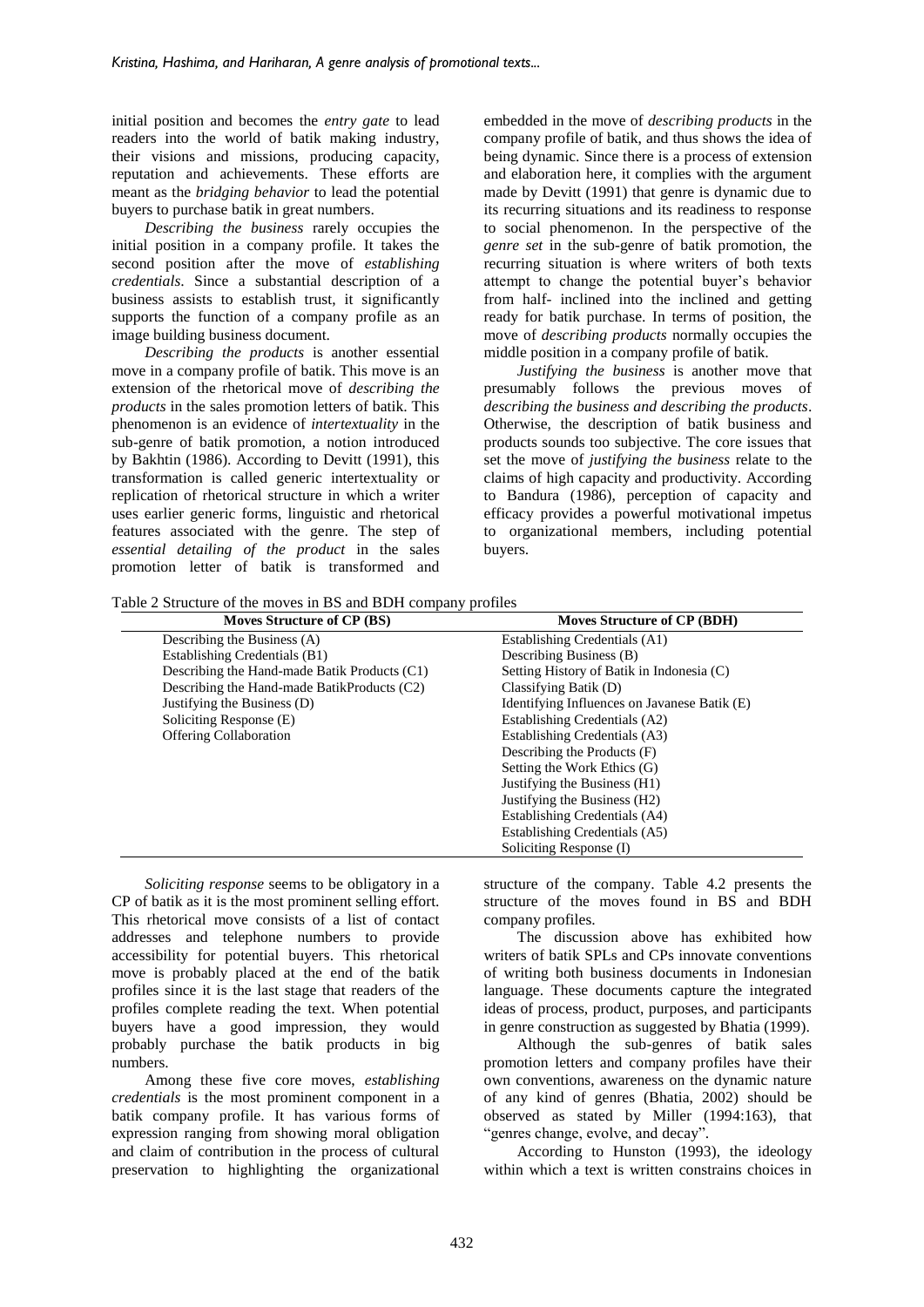initial position and becomes the *entry gate* to lead readers into the world of batik making industry, their visions and missions, producing capacity, reputation and achievements. These efforts are meant as the *bridging behavior* to lead the potential buyers to purchase batik in great numbers.

*Describing the business* rarely occupies the initial position in a company profile. It takes the second position after the move of *establishing credentials*. Since a substantial description of a business assists to establish trust, it significantly supports the function of a company profile as an image building business document.

*Describing the products* is another essential move in a company profile of batik. This move is an extension of the rhetorical move of *describing the products* in the sales promotion letters of batik. This phenomenon is an evidence of *intertextuality* in the sub-genre of batik promotion, a notion introduced by Bakhtin (1986). According to Devitt (1991), this transformation is called generic intertextuality or replication of rhetorical structure in which a writer uses earlier generic forms, linguistic and rhetorical features associated with the genre. The step of *essential detailing of the product* in the sales promotion letter of batik is transformed and embedded in the move of *describing products* in the company profile of batik, and thus shows the idea of being dynamic. Since there is a process of extension and elaboration here, it complies with the argument made by Devitt (1991) that genre is dynamic due to its recurring situations and its readiness to response to social phenomenon. In the perspective of the *genre set* in the sub-genre of batik promotion, the recurring situation is where writers of both texts attempt to change the potential buyer's behavior from half- inclined into the inclined and getting ready for batik purchase. In terms of position, the move of *describing products* normally occupies the middle position in a company profile of batik.

*Justifying the business* is another move that presumably follows the previous moves of *describing the business and describing the products*. Otherwise, the description of batik business and products sounds too subjective. The core issues that set the move of *justifying the business* relate to the claims of high capacity and productivity. According to Bandura (1986), perception of capacity and efficacy provides a powerful motivational impetus to organizational members, including potential buyers.

Table 2 Structure of the moves in BS and BDH company profiles

| Moves Structure of CP (BS) | Moves Structure of CP (BDH) |
|---|---|
| Describing the Business (A) | Establishing Credentials (A1) |
| Establishing Credentials (B1) | Describing Business (B) |
| Describing the Hand-made Batik Products (C1) | Setting History of Batik in Indonesia (C) |
| Describing the Hand-made BatikProducts (C2) | Classifying Batik (D) |
| Justifying the Business (D) | Identifying Influences on Javanese Batik (E) |
| Soliciting Response (E) | Establishing Credentials (A2) |
| Offering Collaboration | Establishing Credentials (A3) |
| | Describing the Products (F) |
| | Setting the Work Ethics (G) |
| | Justifying the Business (H1) |
| | Justifying the Business (H2) |
| | Establishing Credentials (A4) |
| | Establishing Credentials (A5) |
| | Soliciting Response (I) |

*Soliciting response* seems to be obligatory in a CP of batik as it is the most prominent selling effort. This rhetorical move consists of a list of contact addresses and telephone numbers to provide accessibility for potential buyers. This rhetorical move is probably placed at the end of the batik profiles since it is the last stage that readers of the profiles complete reading the text. When potential buyers have a good impression, they would probably purchase the batik products in big numbers.

Among these five core moves, *establishing credentials* is the most prominent component in a batik company profile. It has various forms of expression ranging from showing moral obligation and claim of contribution in the process of cultural preservation to highlighting the organizational structure of the company. Table 4.2 presents the structure of the moves found in BS and BDH company profiles.

The discussion above has exhibited how writers of batik SPLs and CPs innovate conventions of writing both business documents in Indonesian language. These documents capture the integrated ideas of process, product, purposes, and participants in genre construction as suggested by Bhatia (1999).

Although the sub-genres of batik sales promotion letters and company profiles have their own conventions, awareness on the dynamic nature of any kind of genres (Bhatia, 2002) should be observed as stated by Miller (1994:163), that "genres change, evolve, and decay".

According to Hunston (1993), the ideology within which a text is written constrains choices in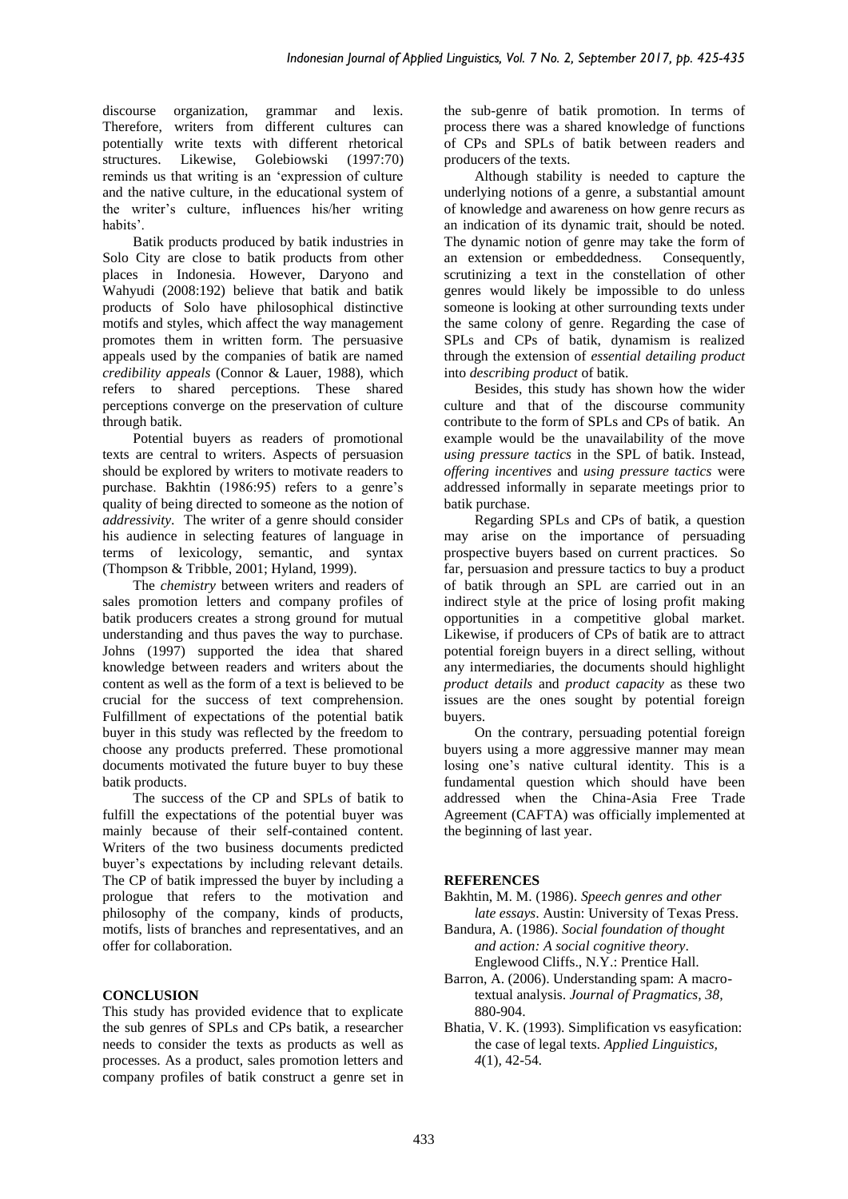discourse organization, grammar and lexis. Therefore, writers from different cultures can potentially write texts with different rhetorical structures. Likewise, Golebiowski (1997:70) reminds us that writing is an 'expression of culture and the native culture, in the educational system of the writer's culture, influences his/her writing habits'.

Batik products produced by batik industries in Solo City are close to batik products from other places in Indonesia. However, Daryono and Wahyudi (2008:192) believe that batik and batik products of Solo have philosophical distinctive motifs and styles, which affect the way management promotes them in written form. The persuasive appeals used by the companies of batik are named *credibility appeals* (Connor & Lauer, 1988), which refers to shared perceptions. These shared perceptions converge on the preservation of culture through batik.

Potential buyers as readers of promotional texts are central to writers. Aspects of persuasion should be explored by writers to motivate readers to purchase. Bakhtin (1986:95) refers to a genre's quality of being directed to someone as the notion of *addressivity*. The writer of a genre should consider his audience in selecting features of language in terms of lexicology, semantic, and syntax (Thompson & Tribble, 2001; Hyland, 1999).

The *chemistry* between writers and readers of sales promotion letters and company profiles of batik producers creates a strong ground for mutual understanding and thus paves the way to purchase. Johns (1997) supported the idea that shared knowledge between readers and writers about the content as well as the form of a text is believed to be crucial for the success of text comprehension. Fulfillment of expectations of the potential batik buyer in this study was reflected by the freedom to choose any products preferred. These promotional documents motivated the future buyer to buy these batik products.

The success of the CP and SPLs of batik to fulfill the expectations of the potential buyer was mainly because of their self-contained content. Writers of the two business documents predicted buyer's expectations by including relevant details. The CP of batik impressed the buyer by including a prologue that refers to the motivation and philosophy of the company, kinds of products, motifs, lists of branches and representatives, and an offer for collaboration.

## CONCLUSION

This study has provided evidence that to explicate the sub genres of SPLs and CPs batik, a researcher needs to consider the texts as products as well as processes. As a product, sales promotion letters and company profiles of batik construct a genre set in the sub-genre of batik promotion. In terms of process there was a shared knowledge of functions of CPs and SPLs of batik between readers and producers of the texts.

Although stability is needed to capture the underlying notions of a genre, a substantial amount of knowledge and awareness on how genre recurs as an indication of its dynamic trait, should be noted. The dynamic notion of genre may take the form of an extension or embeddedness. Consequently, scrutinizing a text in the constellation of other genres would likely be impossible to do unless someone is looking at other surrounding texts under the same colony of genre. Regarding the case of SPLs and CPs of batik, dynamism is realized through the extension of *essential detailing product* into *describing product* of batik.

Besides, this study has shown how the wider culture and that of the discourse community contribute to the form of SPLs and CPs of batik. An example would be the unavailability of the move *using pressure tactics* in the SPL of batik. Instead, *offering incentives* and *using pressure tactics* were addressed informally in separate meetings prior to batik purchase.

Regarding SPLs and CPs of batik, a question may arise on the importance of persuading prospective buyers based on current practices. So far, persuasion and pressure tactics to buy a product of batik through an SPL are carried out in an indirect style at the price of losing profit making opportunities in a competitive global market. Likewise, if producers of CPs of batik are to attract potential foreign buyers in a direct selling, without any intermediaries, the documents should highlight *product details* and *product capacity* as these two issues are the ones sought by potential foreign buyers.

On the contrary, persuading potential foreign buyers using a more aggressive manner may mean losing one's native cultural identity. This is a fundamental question which should have been addressed when the China-Asia Free Trade Agreement (CAFTA) was officially implemented at the beginning of last year.

## REFERENCES

Bakhtin, M. M. (1986). *Speech genres and other late essays*. Austin: University of Texas Press.

Bandura, A. (1986). *Social foundation of thought and action: A social cognitive theory*. Englewood Cliffs., N.Y.: Prentice Hall.

Barron, A. (2006). Understanding spam: A macro-textual analysis. *Journal of Pragmatics, 38*, 880-904.

Bhatia, V. K. (1993). Simplification vs easyfication: the case of legal texts. *Applied Linguistics, 4*(1), 42-54.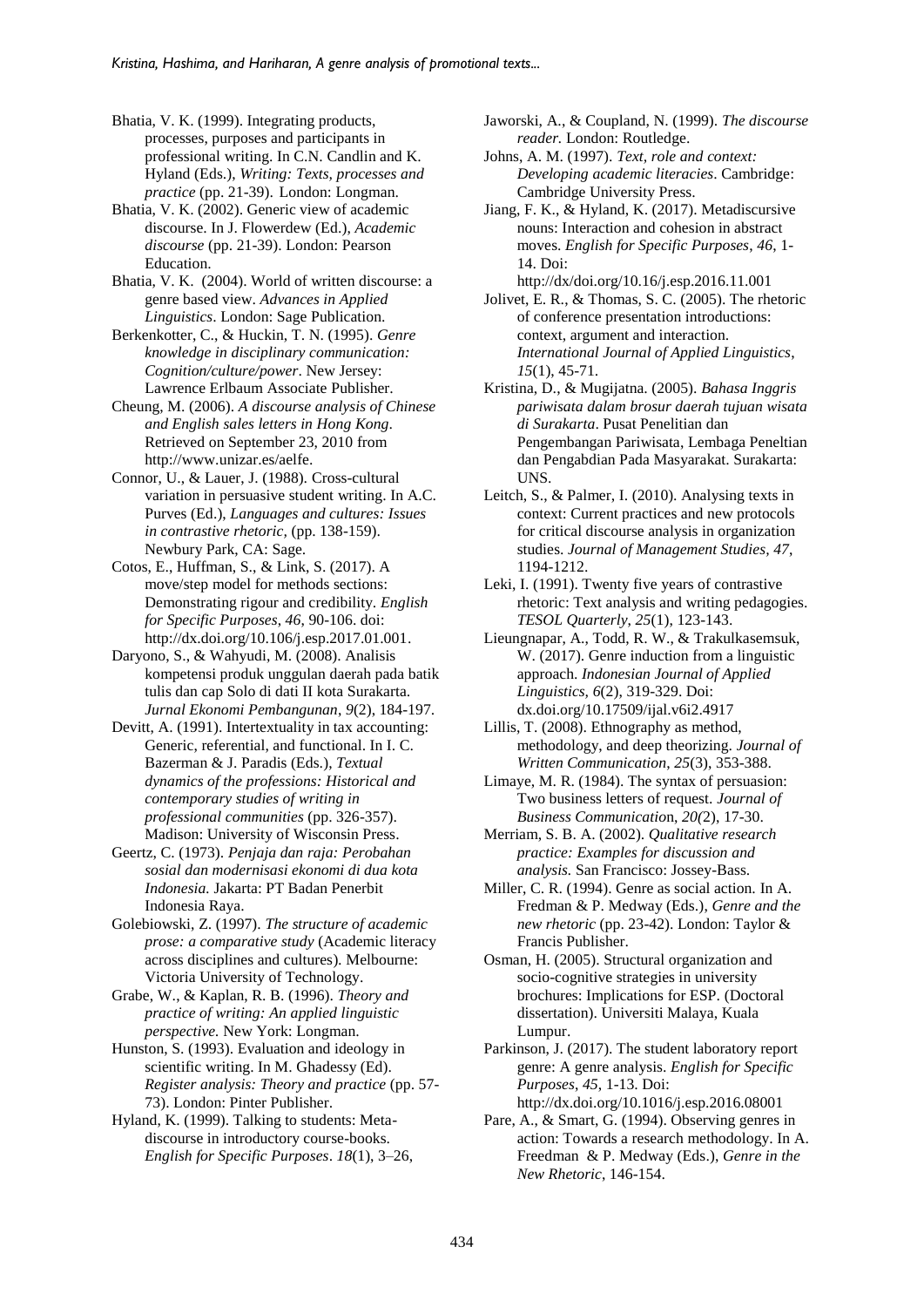Bhatia, V. K. (1999). Integrating products, processes, purposes and participants in professional writing. In C.N. Candlin and K. Hyland (Eds.), *Writing: Texts, processes and practice* (pp. 21-39). London: Longman.

Bhatia, V. K. (2002). Generic view of academic discourse. In J. Flowerdew (Ed.), *Academic discourse* (pp. 21-39). London: Pearson Education.

Bhatia, V. K. (2004). World of written discourse: a genre based view. *Advances in Applied Linguistics*. London: Sage Publication.

Berkenkotter, C., & Huckin, T. N. (1995). *Genre knowledge in disciplinary communication: Cognition/culture/power*. New Jersey: Lawrence Erlbaum Associate Publisher.

Cheung, M. (2006). *A discourse analysis of Chinese and English sales letters in Hong Kong*. Retrieved on September 23, 2010 from http://www.unizar.es/aelfe.

Connor, U., & Lauer, J. (1988). Cross-cultural variation in persuasive student writing. In A.C. Purves (Ed.), *Languages and cultures: Issues in contrastive rhetoric*, (pp. 138-159). Newbury Park, CA: Sage.

Cotos, E., Huffman, S., & Link, S. (2017). A move/step model for methods sections: Demonstrating rigour and credibility. *English for Specific Purposes, 46*, 90-106. doi: http://dx.doi.org/10.1016/j.esp.2017.01.001.

Daryono, S., & Wahyudi, M. (2008). Analisis kompetensi produk unggulan daerah pada batik tulis dan cap Solo di dati II kota Surakarta. *Jurnal Ekonomi Pembangunan*, *9*(2), 184-197.

Devitt, A. (1991). Intertextuality in tax accounting: Generic, referential, and functional. In I. C. Bazerman & J. Paradis (Eds.), *Textual dynamics of the professions: Historical and contemporary studies of writing in professional communities* (pp. 326-357). Madison: University of Wisconsin Press.

Geertz, C. (1973). *Penjaja dan raja: Perobahan sosial dan modernisasi ekonomi di dua kota Indonesia.* Jakarta: PT Badan Penerbit Indonesia Raya.

Golebiowski, Z. (1997). *The structure of academic prose: a comparative study* (Academic literacy across disciplines and cultures)*.* Melbourne: Victoria University of Technology.

Grabe, W., & Kaplan, R. B. (1996). *Theory and practice of writing: An applied linguistic perspective*. New York: Longman.

Hunston, S. (1993). Evaluation and ideology in scientific writing. In M. Ghadessy (Ed). *Register analysis: Theory and practice* (pp. 57-73). London: Pinter Publisher.

Hyland, K. (1999). Talking to students: Meta-discourse in introductory course-books. *English for Specific Purposes*. *18*(1), 3–26,

Jaworski, A., & Coupland, N. (1999). *The discourse reader.* London: Routledge.

Johns, A. M. (1997). *Text, role and context: Developing academic literacies*. Cambridge: Cambridge University Press.

Jiang, F. K., & Hyland, K. (2017). Metadiscursive nouns: Interaction and cohesion in abstract moves. *English for Specific Purposes*, *46*, 1-14. Doi: http://dx/doi.org/10.16/j.esp.2016.11.001

Jolivet, E. R., & Thomas, S. C. (2005). The rhetoric of conference presentation introductions: context, argument and interaction. *International Journal of Applied Linguistics, 15*(1), 45-71.

Kristina, D., & Mugijatna. (2005). *Bahasa Inggris pariwisata dalam brosur daerah tujuan wisata di Surakarta*. Pusat Penelitian dan Pengembangan Pariwisata, Lembaga Peneltian dan Pengabdian Pada Masyarakat. Surakarta: UNS.

Leitch, S., & Palmer, I. (2010). Analysing texts in context: Current practices and new protocols for critical discourse analysis in organization studies. *Journal of Management Studies, 47*, 1194-1212.

Leki, I. (1991). Twenty five years of contrastive rhetoric: Text analysis and writing pedagogies. *TESOL Quarterly*, *25*(1), 123-143.

Lieungnapar, A., Todd, R. W., & Trakulkasemsuk, W. (2017). Genre induction from a linguistic approach. *Indonesian Journal of Applied Linguistics, 6*(2), 319-329. Doi: dx.doi.org/10.17509/ijal.v6i2.4917

Lillis, T. (2008). Ethnography as method, methodology, and deep theorizing. *Journal of Written Communication*, *25*(3), 353-388.

Limaye, M. R. (1984). The syntax of persuasion: Two business letters of request. *Journal of Business Communicatio*n, *20(*2), 17-30.

Merriam, S. B. A. (2002). *Qualitative research practice: Examples for discussion and analysis.* San Francisco: Jossey-Bass.

Miller, C. R. (1994). Genre as social action. In A. Fredman & P. Medway (Eds.), *Genre and the new rhetoric* (pp. 23-42). London: Taylor & Francis Publisher.

Osman, H. (2005). Structural organization and socio-cognitive strategies in university brochures: Implications for ESP. (Doctoral dissertation). Universiti Malaya, Kuala Lumpur.

Parkinson, J. (2017). The student laboratory report genre: A genre analysis. *English for Specific Purposes*, *45*, 1-13. Doi: http://dx.doi.org/10.1016/j.esp.2016.08001

Pare, A., & Smart, G. (1994). Observing genres in action: Towards a research methodology. In A. Freedman & P. Medway (Eds.), *Genre in the New Rhetoric*, 146-154.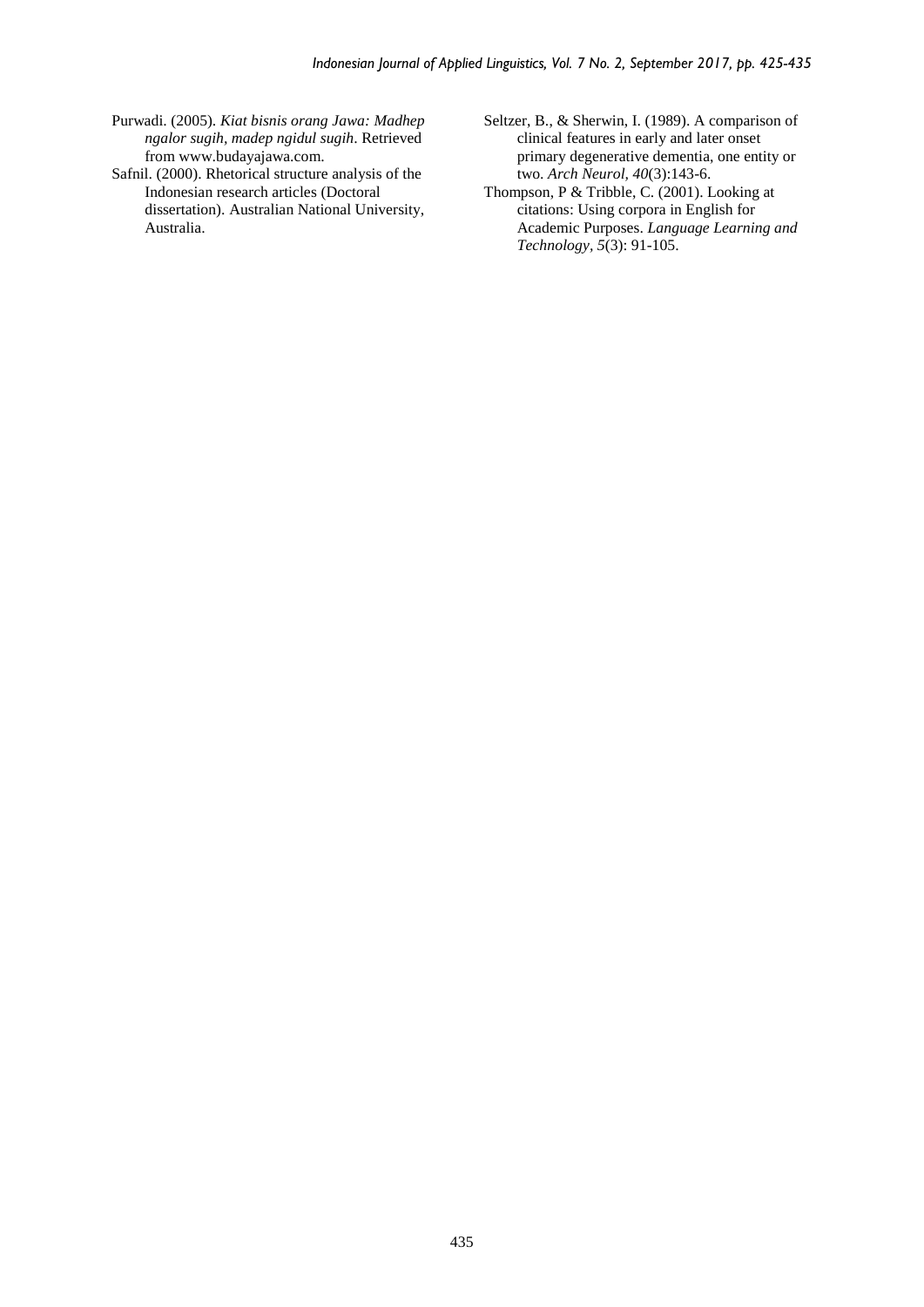Purwadi. (2005). *Kiat bisnis orang Jawa: Madhep ngalor sugih, madep ngidul sugih*. Retrieved from www.budayajawa.com.

Safnil. (2000). Rhetorical structure analysis of the Indonesian research articles (Doctoral dissertation). Australian National University, Australia.

Seltzer, B., & Sherwin, I. (1989). A comparison of clinical features in early and later onset primary degenerative dementia, one entity or two. *Arch Neurol, 40*(3):143-6.

Thompson, P & Tribble, C. (2001). Looking at citations: Using corpora in English for Academic Purposes. *Language Learning and Technology, 5*(3): 91-105.